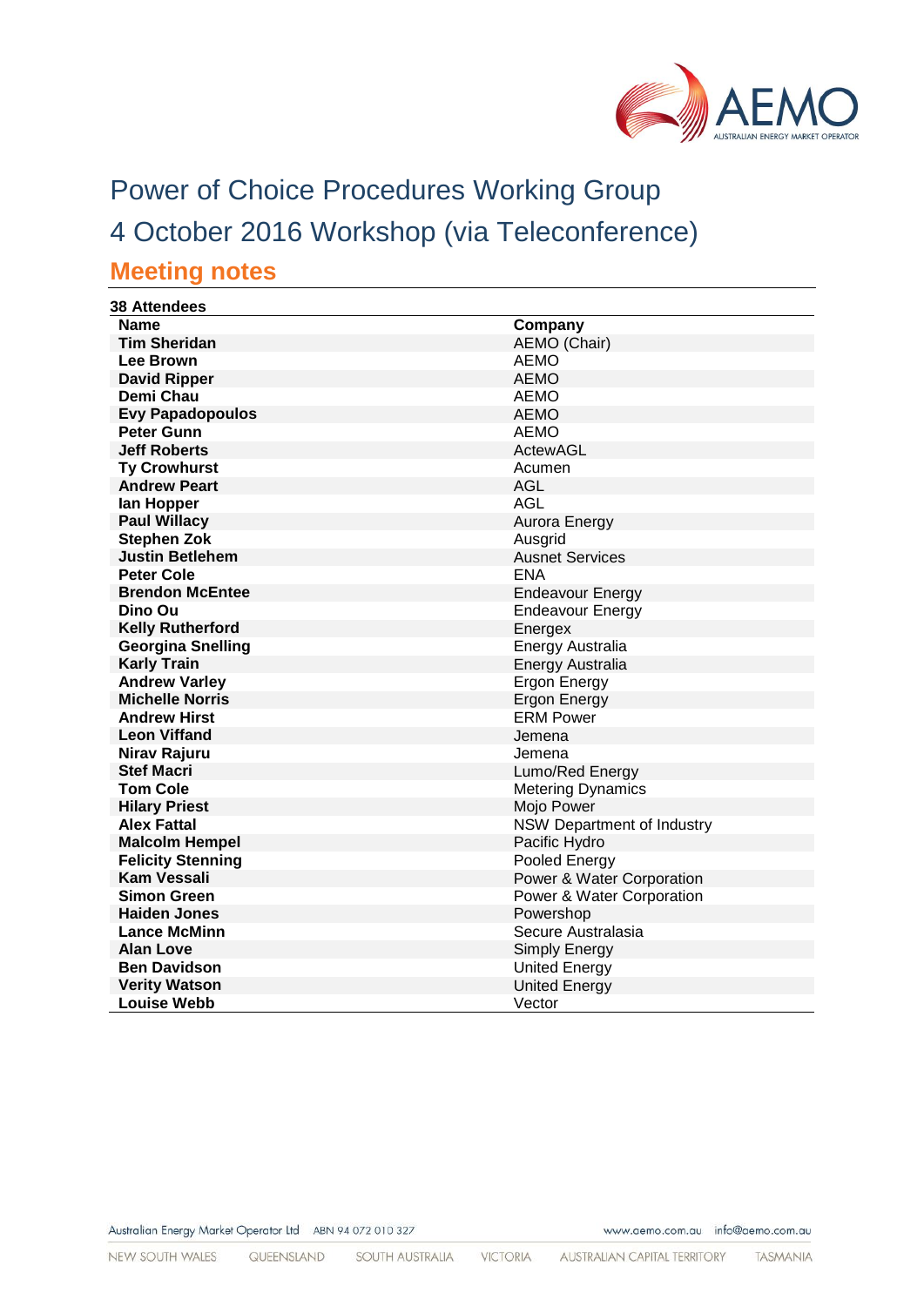# Power of Choice Procedures Working Group

# 4 October 2016 Workshop (via Teleconference)

## Meeting notes

**38 Attendees**

| Name | Company |
|---|---|
| **Tim Sheridan** | AEMO (Chair) |
| **Lee Brown** | AEMO |
| **David Ripper** | AEMO |
| **Demi Chau** | AEMO |
| **Evy Papadopoulos** | AEMO |
| **Peter Gunn** | AEMO |
| **Jeff Roberts** | ActewAGL |
| **Ty Crowhurst** | Acumen |
| **Andrew Peart** | AGL |
| **Ian Hopper** | AGL |
| **Paul Willacy** | Aurora Energy |
| **Stephen Zok** | Ausgrid |
| **Justin Betlehem** | Ausnet Services |
| **Peter Cole** | ENA |
| **Brendon McEntee** | Endeavour Energy |
| **Dino Ou** | Endeavour Energy |
| **Kelly Rutherford** | Energex |
| **Georgina Snelling** | Energy Australia |
| **Karly Train** | Energy Australia |
| **Andrew Varley** | Ergon Energy |
| **Michelle Norris** | Ergon Energy |
| **Andrew Hirst** | ERM Power |
| **Leon Viffand** | Jemena |
| **Nirav Rajuru** | Jemena |
| **Stef Macri** | Lumo/Red Energy |
| **Tom Cole** | Metering Dynamics |
| **Hilary Priest** | Mojo Power |
| **Alex Fattal** | NSW Department of Industry |
| **Malcolm Hempel** | Pacific Hydro |
| **Felicity Stenning** | Pooled Energy |
| **Kam Vessali** | Power & Water Corporation |
| **Simon Green** | Power & Water Corporation |
| **Haiden Jones** | Powershop |
| **Lance McMinn** | Secure Australasia |
| **Alan Love** | Simply Energy |
| **Ben Davidson** | United Energy |
| **Verity Watson** | United Energy |
| **Louise Webb** | Vector |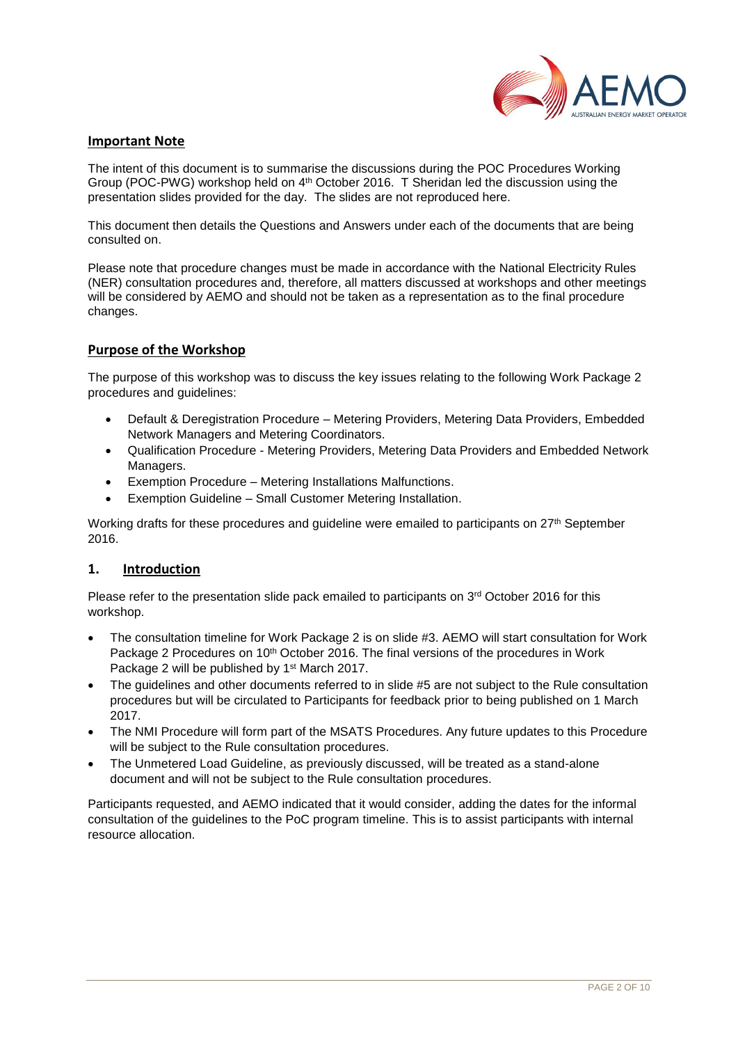## Important Note

The intent of this document is to summarise the discussions during the POC Procedures Working Group (POC-PWG) workshop held on 4th October 2016. T Sheridan led the discussion using the presentation slides provided for the day. The slides are not reproduced here.

This document then details the Questions and Answers under each of the documents that are being consulted on.

Please note that procedure changes must be made in accordance with the National Electricity Rules (NER) consultation procedures and, therefore, all matters discussed at workshops and other meetings will be considered by AEMO and should not be taken as a representation as to the final procedure changes.

## Purpose of the Workshop

The purpose of this workshop was to discuss the key issues relating to the following Work Package 2 procedures and guidelines:

- Default & Deregistration Procedure – Metering Providers, Metering Data Providers, Embedded Network Managers and Metering Coordinators.
- Qualification Procedure - Metering Providers, Metering Data Providers and Embedded Network Managers.
- Exemption Procedure – Metering Installations Malfunctions.
- Exemption Guideline – Small Customer Metering Installation.

Working drafts for these procedures and guideline were emailed to participants on 27th September 2016.

## 1. Introduction

Please refer to the presentation slide pack emailed to participants on 3rd October 2016 for this workshop.

- The consultation timeline for Work Package 2 is on slide #3. AEMO will start consultation for Work Package 2 Procedures on 10th October 2016. The final versions of the procedures in Work Package 2 will be published by 1st March 2017.
- The guidelines and other documents referred to in slide #5 are not subject to the Rule consultation procedures but will be circulated to Participants for feedback prior to being published on 1 March 2017.
- The NMI Procedure will form part of the MSATS Procedures. Any future updates to this Procedure will be subject to the Rule consultation procedures.
- The Unmetered Load Guideline, as previously discussed, will be treated as a stand-alone document and will not be subject to the Rule consultation procedures.

Participants requested, and AEMO indicated that it would consider, adding the dates for the informal consultation of the guidelines to the PoC program timeline. This is to assist participants with internal resource allocation.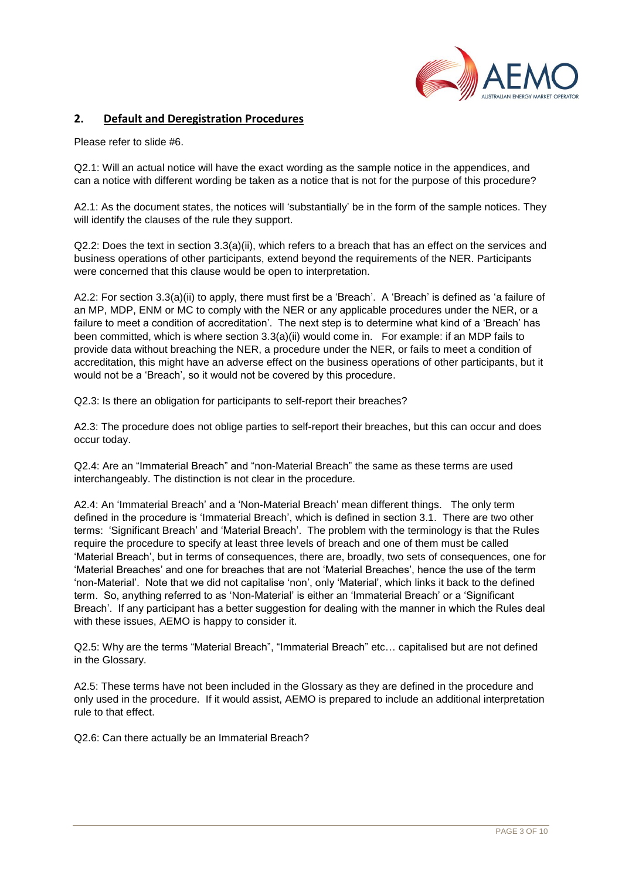## 2. Default and Deregistration Procedures

Please refer to slide #6.

Q2.1: Will an actual notice will have the exact wording as the sample notice in the appendices, and can a notice with different wording be taken as a notice that is not for the purpose of this procedure?

A2.1: As the document states, the notices will 'substantially' be in the form of the sample notices. They will identify the clauses of the rule they support.

Q2.2: Does the text in section 3.3(a)(ii), which refers to a breach that has an effect on the services and business operations of other participants, extend beyond the requirements of the NER. Participants were concerned that this clause would be open to interpretation.

A2.2: For section 3.3(a)(ii) to apply, there must first be a 'Breach'. A 'Breach' is defined as 'a failure of an MP, MDP, ENM or MC to comply with the NER or any applicable procedures under the NER, or a failure to meet a condition of accreditation'. The next step is to determine what kind of a 'Breach' has been committed, which is where section 3.3(a)(ii) would come in. For example: if an MDP fails to provide data without breaching the NER, a procedure under the NER, or fails to meet a condition of accreditation, this might have an adverse effect on the business operations of other participants, but it would not be a 'Breach', so it would not be covered by this procedure.

Q2.3: Is there an obligation for participants to self-report their breaches?

A2.3: The procedure does not oblige parties to self-report their breaches, but this can occur and does occur today.

Q2.4: Are an "Immaterial Breach" and "non-Material Breach" the same as these terms are used interchangeably. The distinction is not clear in the procedure.

A2.4: An 'Immaterial Breach' and a 'Non-Material Breach' mean different things. The only term defined in the procedure is 'Immaterial Breach', which is defined in section 3.1. There are two other terms: 'Significant Breach' and 'Material Breach'. The problem with the terminology is that the Rules require the procedure to specify at least three levels of breach and one of them must be called 'Material Breach', but in terms of consequences, there are, broadly, two sets of consequences, one for 'Material Breaches' and one for breaches that are not 'Material Breaches', hence the use of the term 'non-Material'. Note that we did not capitalise 'non', only 'Material', which links it back to the defined term. So, anything referred to as 'Non-Material' is either an 'Immaterial Breach' or a 'Significant Breach'. If any participant has a better suggestion for dealing with the manner in which the Rules deal with these issues, AEMO is happy to consider it.

Q2.5: Why are the terms "Material Breach", "Immaterial Breach" etc… capitalised but are not defined in the Glossary.

A2.5: These terms have not been included in the Glossary as they are defined in the procedure and only used in the procedure. If it would assist, AEMO is prepared to include an additional interpretation rule to that effect.

Q2.6: Can there actually be an Immaterial Breach?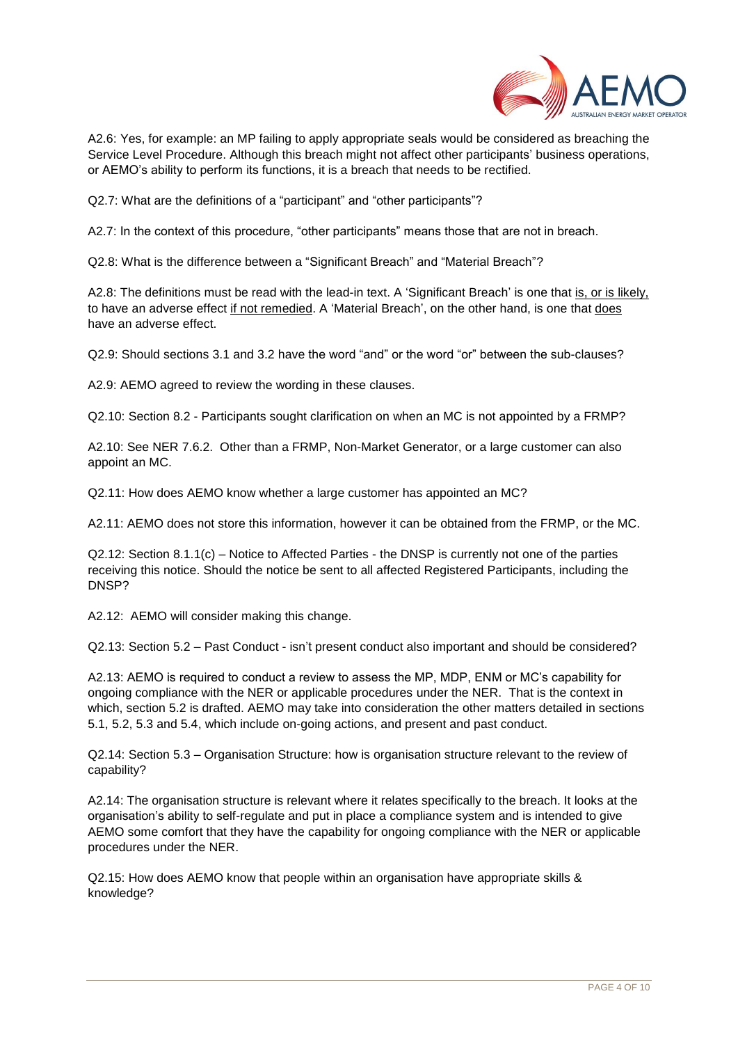A2.6: Yes, for example: an MP failing to apply appropriate seals would be considered as breaching the Service Level Procedure. Although this breach might not affect other participants' business operations, or AEMO's ability to perform its functions, it is a breach that needs to be rectified.

Q2.7: What are the definitions of a "participant" and "other participants"?

A2.7: In the context of this procedure, "other participants" means those that are not in breach.

Q2.8: What is the difference between a "Significant Breach" and "Material Breach"?

A2.8: The definitions must be read with the lead-in text. A 'Significant Breach' is one that <u>is, or is likely,</u> to have an adverse effect <u>if not remedied</u>. A 'Material Breach', on the other hand, is one that <u>does</u> have an adverse effect.

Q2.9: Should sections 3.1 and 3.2 have the word "and" or the word "or" between the sub-clauses?

A2.9: AEMO agreed to review the wording in these clauses.

Q2.10: Section 8.2 - Participants sought clarification on when an MC is not appointed by a FRMP?

A2.10: See NER 7.6.2. Other than a FRMP, Non-Market Generator, or a large customer can also appoint an MC.

Q2.11: How does AEMO know whether a large customer has appointed an MC?

A2.11: AEMO does not store this information, however it can be obtained from the FRMP, or the MC.

Q2.12: Section 8.1.1(c) – Notice to Affected Parties - the DNSP is currently not one of the parties receiving this notice. Should the notice be sent to all affected Registered Participants, including the DNSP?

A2.12: AEMO will consider making this change.

Q2.13: Section 5.2 – Past Conduct - isn't present conduct also important and should be considered?

A2.13: AEMO is required to conduct a review to assess the MP, MDP, ENM or MC's capability for ongoing compliance with the NER or applicable procedures under the NER. That is the context in which, section 5.2 is drafted. AEMO may take into consideration the other matters detailed in sections 5.1, 5.2, 5.3 and 5.4, which include on-going actions, and present and past conduct.

Q2.14: Section 5.3 – Organisation Structure: how is organisation structure relevant to the review of capability?

A2.14: The organisation structure is relevant where it relates specifically to the breach. It looks at the organisation's ability to self-regulate and put in place a compliance system and is intended to give AEMO some comfort that they have the capability for ongoing compliance with the NER or applicable procedures under the NER.

Q2.15: How does AEMO know that people within an organisation have appropriate skills & knowledge?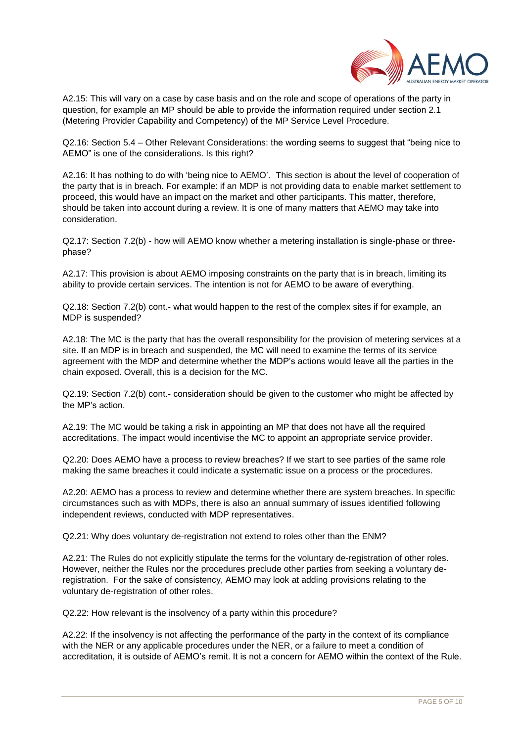A2.15: This will vary on a case by case basis and on the role and scope of operations of the party in question, for example an MP should be able to provide the information required under section 2.1 (Metering Provider Capability and Competency) of the MP Service Level Procedure.

Q2.16: Section 5.4 – Other Relevant Considerations: the wording seems to suggest that "being nice to AEMO" is one of the considerations. Is this right?

A2.16: It has nothing to do with 'being nice to AEMO'. This section is about the level of cooperation of the party that is in breach. For example: if an MDP is not providing data to enable market settlement to proceed, this would have an impact on the market and other participants. This matter, therefore, should be taken into account during a review. It is one of many matters that AEMO may take into consideration.

Q2.17: Section 7.2(b) - how will AEMO know whether a metering installation is single-phase or three-phase?

A2.17: This provision is about AEMO imposing constraints on the party that is in breach, limiting its ability to provide certain services. The intention is not for AEMO to be aware of everything.

Q2.18: Section 7.2(b) cont.- what would happen to the rest of the complex sites if for example, an MDP is suspended?

A2.18: The MC is the party that has the overall responsibility for the provision of metering services at a site. If an MDP is in breach and suspended, the MC will need to examine the terms of its service agreement with the MDP and determine whether the MDP's actions would leave all the parties in the chain exposed. Overall, this is a decision for the MC.

Q2.19: Section 7.2(b) cont.- consideration should be given to the customer who might be affected by the MP's action.

A2.19: The MC would be taking a risk in appointing an MP that does not have all the required accreditations. The impact would incentivise the MC to appoint an appropriate service provider.

Q2.20: Does AEMO have a process to review breaches? If we start to see parties of the same role making the same breaches it could indicate a systematic issue on a process or the procedures.

A2.20: AEMO has a process to review and determine whether there are system breaches. In specific circumstances such as with MDPs, there is also an annual summary of issues identified following independent reviews, conducted with MDP representatives.

Q2.21: Why does voluntary de-registration not extend to roles other than the ENM?

A2.21: The Rules do not explicitly stipulate the terms for the voluntary de-registration of other roles. However, neither the Rules nor the procedures preclude other parties from seeking a voluntary de-registration. For the sake of consistency, AEMO may look at adding provisions relating to the voluntary de-registration of other roles.

Q2.22: How relevant is the insolvency of a party within this procedure?

A2.22: If the insolvency is not affecting the performance of the party in the context of its compliance with the NER or any applicable procedures under the NER, or a failure to meet a condition of accreditation, it is outside of AEMO's remit. It is not a concern for AEMO within the context of the Rule.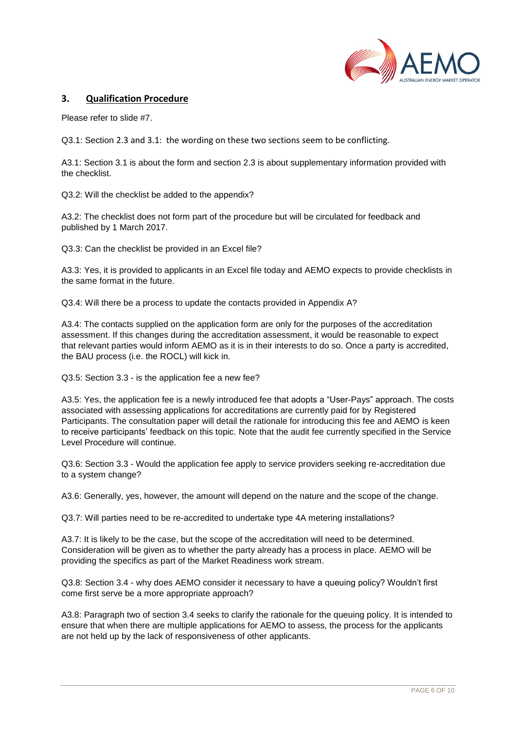## 3. Qualification Procedure

Please refer to slide #7.

Q3.1: Section 2.3 and 3.1: the wording on these two sections seem to be conflicting.

A3.1: Section 3.1 is about the form and section 2.3 is about supplementary information provided with the checklist.

Q3.2: Will the checklist be added to the appendix?

A3.2: The checklist does not form part of the procedure but will be circulated for feedback and published by 1 March 2017.

Q3.3: Can the checklist be provided in an Excel file?

A3.3: Yes, it is provided to applicants in an Excel file today and AEMO expects to provide checklists in the same format in the future.

Q3.4: Will there be a process to update the contacts provided in Appendix A?

A3.4: The contacts supplied on the application form are only for the purposes of the accreditation assessment. If this changes during the accreditation assessment, it would be reasonable to expect that relevant parties would inform AEMO as it is in their interests to do so. Once a party is accredited, the BAU process (i.e. the ROCL) will kick in.

Q3.5: Section 3.3 - is the application fee a new fee?

A3.5: Yes, the application fee is a newly introduced fee that adopts a "User-Pays" approach. The costs associated with assessing applications for accreditations are currently paid for by Registered Participants. The consultation paper will detail the rationale for introducing this fee and AEMO is keen to receive participants' feedback on this topic. Note that the audit fee currently specified in the Service Level Procedure will continue.

Q3.6: Section 3.3 - Would the application fee apply to service providers seeking re-accreditation due to a system change?

A3.6: Generally, yes, however, the amount will depend on the nature and the scope of the change.

Q3.7: Will parties need to be re-accredited to undertake type 4A metering installations?

A3.7: It is likely to be the case, but the scope of the accreditation will need to be determined. Consideration will be given as to whether the party already has a process in place. AEMO will be providing the specifics as part of the Market Readiness work stream.

Q3.8: Section 3.4 - why does AEMO consider it necessary to have a queuing policy? Wouldn't first come first serve be a more appropriate approach?

A3.8: Paragraph two of section 3.4 seeks to clarify the rationale for the queuing policy. It is intended to ensure that when there are multiple applications for AEMO to assess, the process for the applicants are not held up by the lack of responsiveness of other applicants.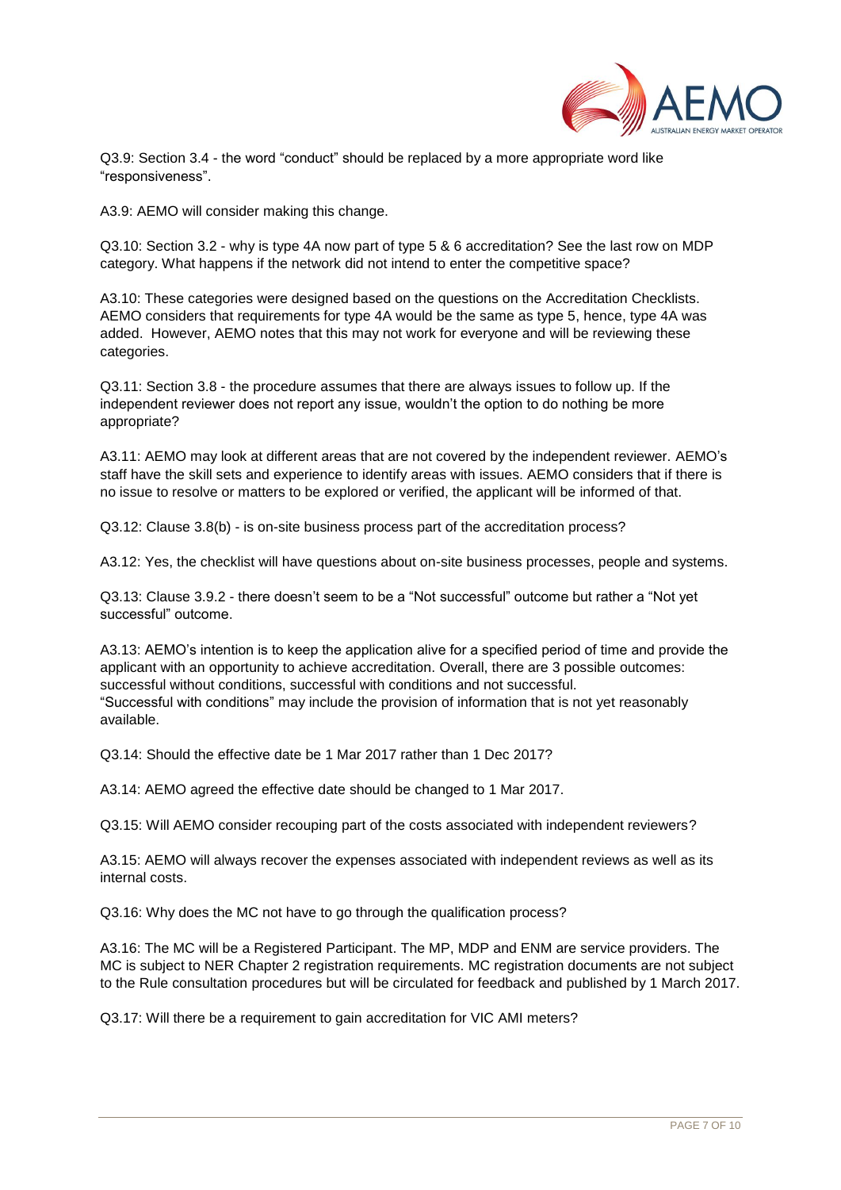Q3.9: Section 3.4 - the word “conduct” should be replaced by a more appropriate word like “responsiveness”.

A3.9: AEMO will consider making this change.

Q3.10: Section 3.2 - why is type 4A now part of type 5 & 6 accreditation? See the last row on MDP category. What happens if the network did not intend to enter the competitive space?

A3.10: These categories were designed based on the questions on the Accreditation Checklists. AEMO considers that requirements for type 4A would be the same as type 5, hence, type 4A was added. However, AEMO notes that this may not work for everyone and will be reviewing these categories.

Q3.11: Section 3.8 - the procedure assumes that there are always issues to follow up. If the independent reviewer does not report any issue, wouldn’t the option to do nothing be more appropriate?

A3.11: AEMO may look at different areas that are not covered by the independent reviewer. AEMO’s staff have the skill sets and experience to identify areas with issues. AEMO considers that if there is no issue to resolve or matters to be explored or verified, the applicant will be informed of that.

Q3.12: Clause 3.8(b) - is on-site business process part of the accreditation process?

A3.12: Yes, the checklist will have questions about on-site business processes, people and systems.

Q3.13: Clause 3.9.2 - there doesn’t seem to be a “Not successful” outcome but rather a “Not yet successful” outcome.

A3.13: AEMO’s intention is to keep the application alive for a specified period of time and provide the applicant with an opportunity to achieve accreditation. Overall, there are 3 possible outcomes: successful without conditions, successful with conditions and not successful.
“Successful with conditions” may include the provision of information that is not yet reasonably available.

Q3.14: Should the effective date be 1 Mar 2017 rather than 1 Dec 2017?

A3.14: AEMO agreed the effective date should be changed to 1 Mar 2017.

Q3.15: Will AEMO consider recouping part of the costs associated with independent reviewers?

A3.15: AEMO will always recover the expenses associated with independent reviews as well as its internal costs.

Q3.16: Why does the MC not have to go through the qualification process?

A3.16: The MC will be a Registered Participant. The MP, MDP and ENM are service providers. The MC is subject to NER Chapter 2 registration requirements. MC registration documents are not subject to the Rule consultation procedures but will be circulated for feedback and published by 1 March 2017.

Q3.17: Will there be a requirement to gain accreditation for VIC AMI meters?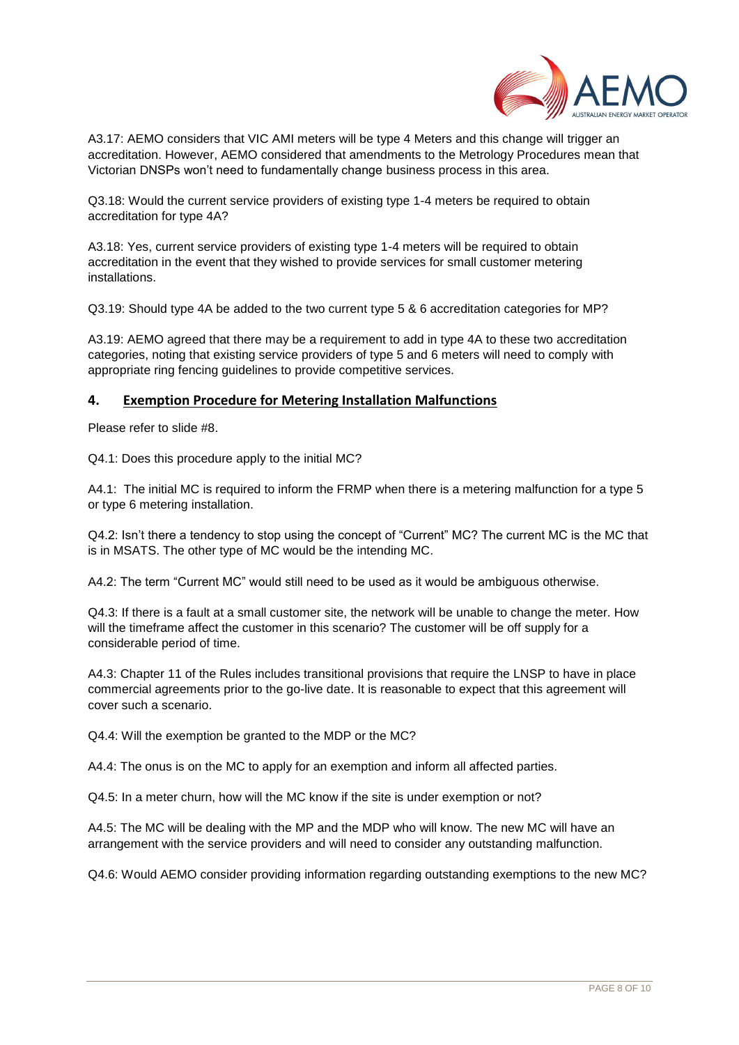A3.17: AEMO considers that VIC AMI meters will be type 4 Meters and this change will trigger an accreditation. However, AEMO considered that amendments to the Metrology Procedures mean that Victorian DNSPs won't need to fundamentally change business process in this area.

Q3.18: Would the current service providers of existing type 1-4 meters be required to obtain accreditation for type 4A?

A3.18: Yes, current service providers of existing type 1-4 meters will be required to obtain accreditation in the event that they wished to provide services for small customer metering installations.

Q3.19: Should type 4A be added to the two current type 5 & 6 accreditation categories for MP?

A3.19: AEMO agreed that there may be a requirement to add in type 4A to these two accreditation categories, noting that existing service providers of type 5 and 6 meters will need to comply with appropriate ring fencing guidelines to provide competitive services.

## 4. Exemption Procedure for Metering Installation Malfunctions

Please refer to slide #8.

Q4.1: Does this procedure apply to the initial MC?

A4.1: The initial MC is required to inform the FRMP when there is a metering malfunction for a type 5 or type 6 metering installation.

Q4.2: Isn't there a tendency to stop using the concept of "Current" MC? The current MC is the MC that is in MSATS. The other type of MC would be the intending MC.

A4.2: The term "Current MC" would still need to be used as it would be ambiguous otherwise.

Q4.3: If there is a fault at a small customer site, the network will be unable to change the meter. How will the timeframe affect the customer in this scenario? The customer will be off supply for a considerable period of time.

A4.3: Chapter 11 of the Rules includes transitional provisions that require the LNSP to have in place commercial agreements prior to the go-live date. It is reasonable to expect that this agreement will cover such a scenario.

Q4.4: Will the exemption be granted to the MDP or the MC?

A4.4: The onus is on the MC to apply for an exemption and inform all affected parties.

Q4.5: In a meter churn, how will the MC know if the site is under exemption or not?

A4.5: The MC will be dealing with the MP and the MDP who will know. The new MC will have an arrangement with the service providers and will need to consider any outstanding malfunction.

Q4.6: Would AEMO consider providing information regarding outstanding exemptions to the new MC?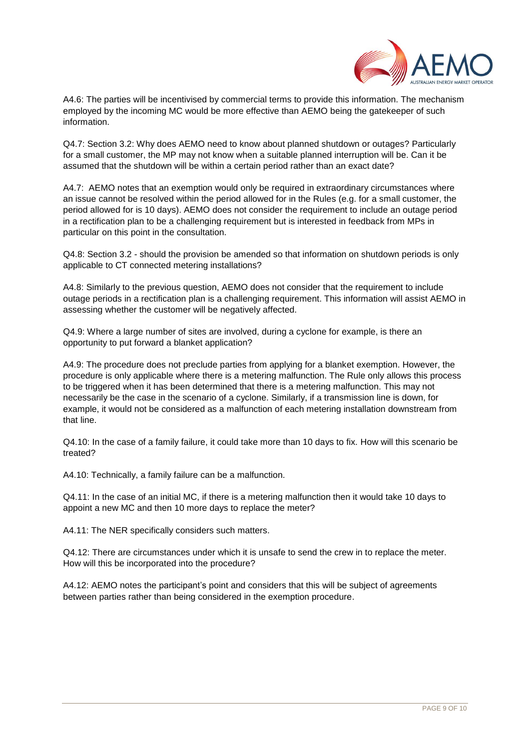A4.6: The parties will be incentivised by commercial terms to provide this information. The mechanism employed by the incoming MC would be more effective than AEMO being the gatekeeper of such information.

Q4.7: Section 3.2: Why does AEMO need to know about planned shutdown or outages? Particularly for a small customer, the MP may not know when a suitable planned interruption will be. Can it be assumed that the shutdown will be within a certain period rather than an exact date?

A4.7: AEMO notes that an exemption would only be required in extraordinary circumstances where an issue cannot be resolved within the period allowed for in the Rules (e.g. for a small customer, the period allowed for is 10 days). AEMO does not consider the requirement to include an outage period in a rectification plan to be a challenging requirement but is interested in feedback from MPs in particular on this point in the consultation.

Q4.8: Section 3.2 - should the provision be amended so that information on shutdown periods is only applicable to CT connected metering installations?

A4.8: Similarly to the previous question, AEMO does not consider that the requirement to include outage periods in a rectification plan is a challenging requirement. This information will assist AEMO in assessing whether the customer will be negatively affected.

Q4.9: Where a large number of sites are involved, during a cyclone for example, is there an opportunity to put forward a blanket application?

A4.9: The procedure does not preclude parties from applying for a blanket exemption. However, the procedure is only applicable where there is a metering malfunction. The Rule only allows this process to be triggered when it has been determined that there is a metering malfunction. This may not necessarily be the case in the scenario of a cyclone. Similarly, if a transmission line is down, for example, it would not be considered as a malfunction of each metering installation downstream from that line.

Q4.10: In the case of a family failure, it could take more than 10 days to fix. How will this scenario be treated?

A4.10: Technically, a family failure can be a malfunction.

Q4.11: In the case of an initial MC, if there is a metering malfunction then it would take 10 days to appoint a new MC and then 10 more days to replace the meter?

A4.11: The NER specifically considers such matters.

Q4.12: There are circumstances under which it is unsafe to send the crew in to replace the meter. How will this be incorporated into the procedure?

A4.12: AEMO notes the participant's point and considers that this will be subject of agreements between parties rather than being considered in the exemption procedure.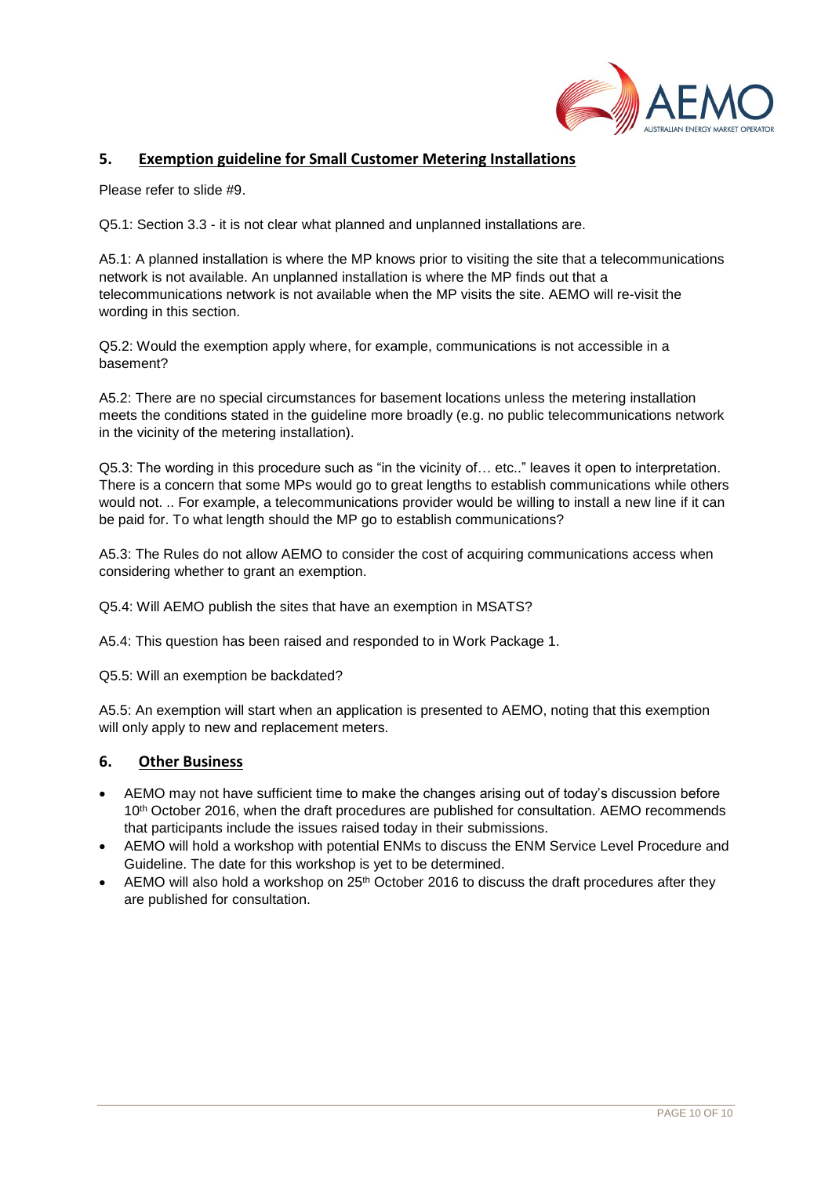## 5. Exemption guideline for Small Customer Metering Installations

Please refer to slide #9.

Q5.1: Section 3.3 - it is not clear what planned and unplanned installations are.

A5.1: A planned installation is where the MP knows prior to visiting the site that a telecommunications network is not available. An unplanned installation is where the MP finds out that a telecommunications network is not available when the MP visits the site. AEMO will re-visit the wording in this section.

Q5.2: Would the exemption apply where, for example, communications is not accessible in a basement?

A5.2: There are no special circumstances for basement locations unless the metering installation meets the conditions stated in the guideline more broadly (e.g. no public telecommunications network in the vicinity of the metering installation).

Q5.3: The wording in this procedure such as "in the vicinity of… etc.." leaves it open to interpretation. There is a concern that some MPs would go to great lengths to establish communications while others would not. .. For example, a telecommunications provider would be willing to install a new line if it can be paid for. To what length should the MP go to establish communications?

A5.3: The Rules do not allow AEMO to consider the cost of acquiring communications access when considering whether to grant an exemption.

Q5.4: Will AEMO publish the sites that have an exemption in MSATS?

A5.4: This question has been raised and responded to in Work Package 1.

Q5.5: Will an exemption be backdated?

A5.5: An exemption will start when an application is presented to AEMO, noting that this exemption will only apply to new and replacement meters.

## 6. Other Business

- AEMO may not have sufficient time to make the changes arising out of today's discussion before 10th October 2016, when the draft procedures are published for consultation. AEMO recommends that participants include the issues raised today in their submissions.
- AEMO will hold a workshop with potential ENMs to discuss the ENM Service Level Procedure and Guideline. The date for this workshop is yet to be determined.
- AEMO will also hold a workshop on 25th October 2016 to discuss the draft procedures after they are published for consultation.